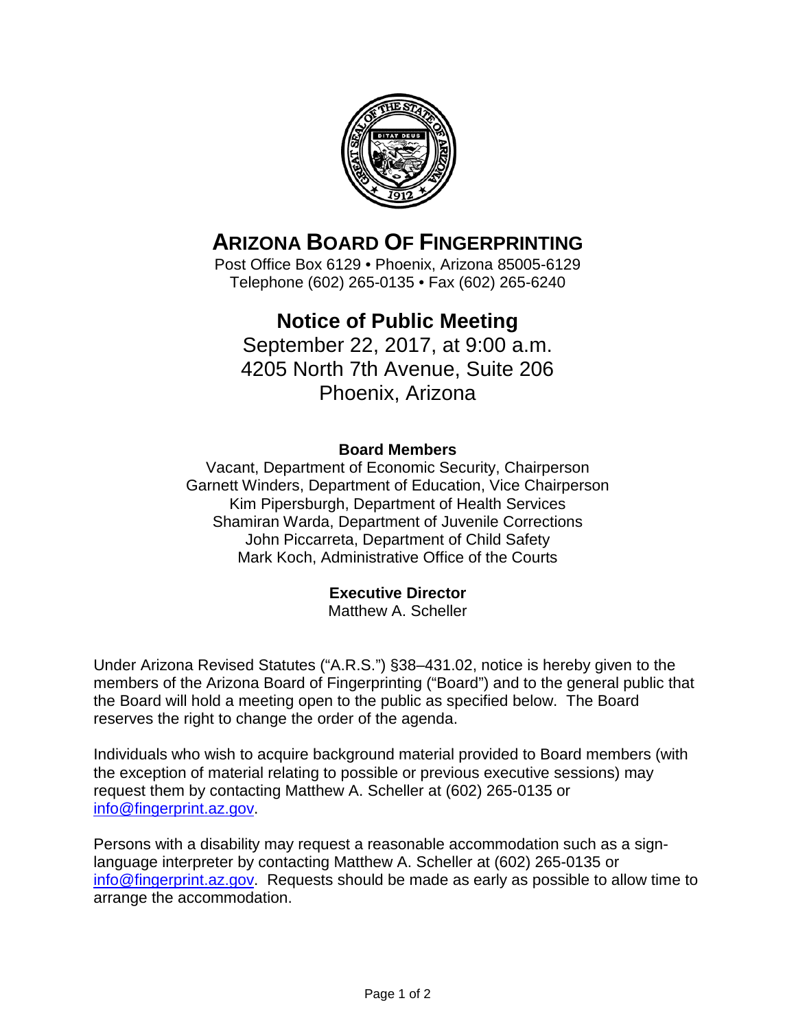# ARIZONA BOARD OF FINGERPRINTING

Post Office Box 6129 • Phoenix, Arizona 85005-6129
Telephone (602) 265-0135 • Fax (602) 265-6240

## Notice of Public Meeting

September 22, 2017, at 9:00 a.m.
4205 North 7th Avenue, Suite 206
Phoenix, Arizona

**Board Members**

Vacant, Department of Economic Security, Chairperson
Garnett Winders, Department of Education, Vice Chairperson
Kim Pipersburgh, Department of Health Services
Shamiran Warda, Department of Juvenile Corrections
John Piccarreta, Department of Child Safety
Mark Koch, Administrative Office of the Courts

**Executive Director**

Matthew A. Scheller

Under Arizona Revised Statutes ("A.R.S.") §38–431.02, notice is hereby given to the members of the Arizona Board of Fingerprinting ("Board") and to the general public that the Board will hold a meeting open to the public as specified below. The Board reserves the right to change the order of the agenda.

Individuals who wish to acquire background material provided to Board members (with the exception of material relating to possible or previous executive sessions) may request them by contacting Matthew A. Scheller at (602) 265-0135 or info@fingerprint.az.gov.

Persons with a disability may request a reasonable accommodation such as a sign-language interpreter by contacting Matthew A. Scheller at (602) 265-0135 or info@fingerprint.az.gov. Requests should be made as early as possible to allow time to arrange the accommodation.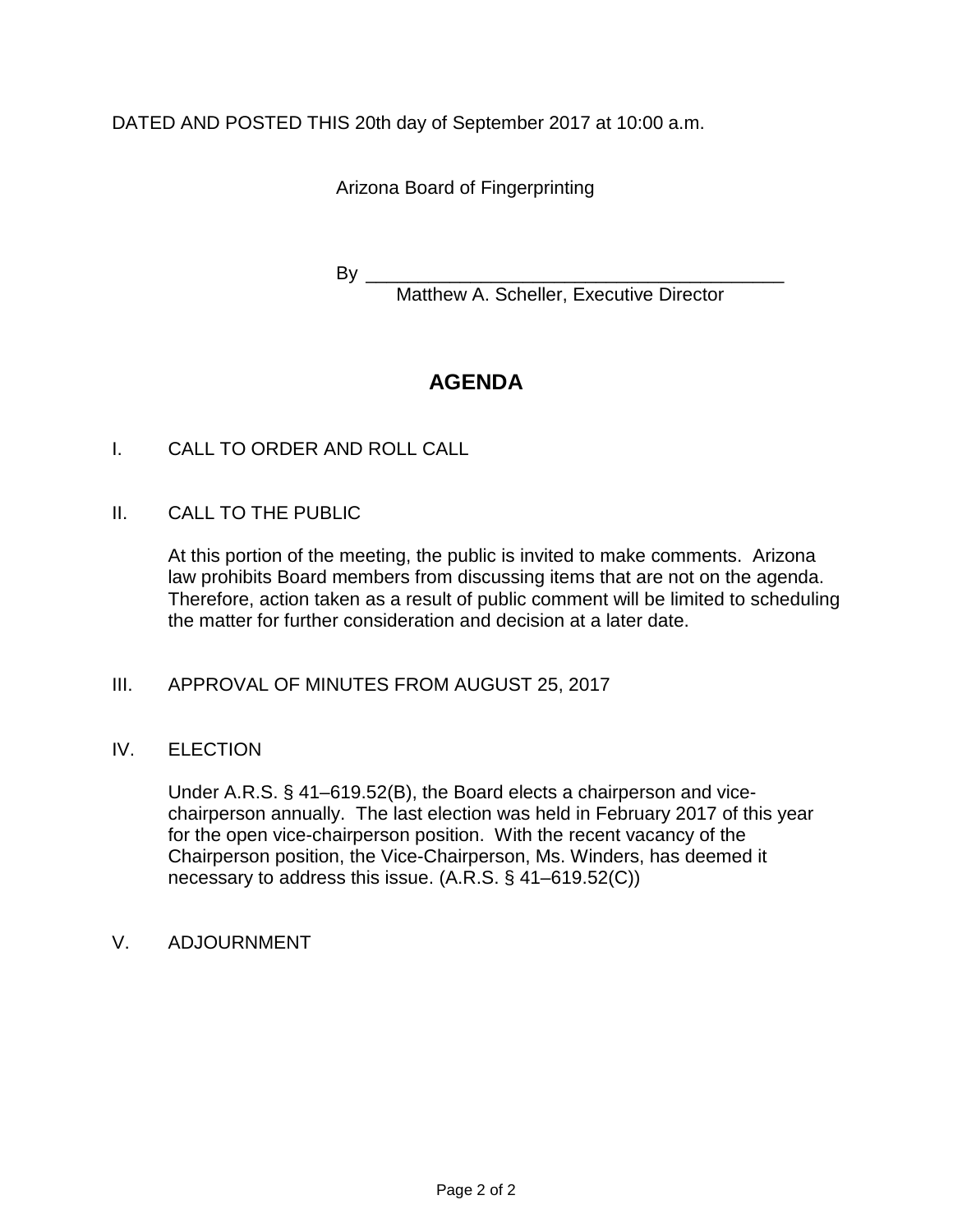DATED AND POSTED THIS 20th day of September 2017 at 10:00 a.m.

Arizona Board of Fingerprinting

By ________________________________________
Matthew A. Scheller, Executive Director

# AGENDA

I. CALL TO ORDER AND ROLL CALL

II. CALL TO THE PUBLIC

At this portion of the meeting, the public is invited to make comments. Arizona law prohibits Board members from discussing items that are not on the agenda. Therefore, action taken as a result of public comment will be limited to scheduling the matter for further consideration and decision at a later date.

III. APPROVAL OF MINUTES FROM AUGUST 25, 2017

IV. ELECTION

Under A.R.S. § 41–619.52(B), the Board elects a chairperson and vice-chairperson annually. The last election was held in February 2017 of this year for the open vice-chairperson position. With the recent vacancy of the Chairperson position, the Vice-Chairperson, Ms. Winders, has deemed it necessary to address this issue. (A.R.S. § 41–619.52(C))

V. ADJOURNMENT